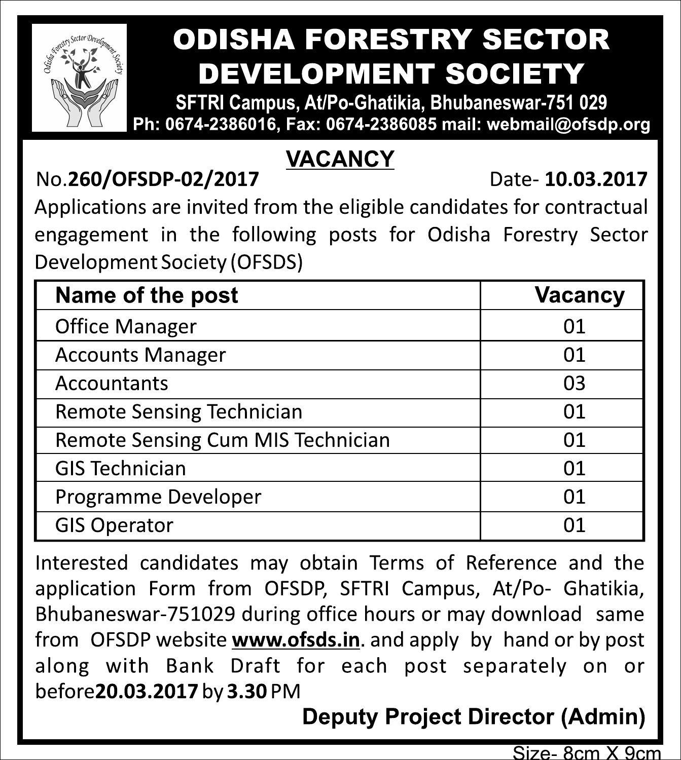# ODISHA FORESTRY SECTOR DEVELOPMENT SOCIETY

**SFTRI Campus, At/Po-Ghatikia, Bhubaneswar-751 029**

**Ph: 0674-2386016, Fax: 0674-2386085 mail: webmail@ofsdp.org**

## VACANCY

No.**260/OFSDP-02/2017** Date- **10.03.2017**

Applications are invited from the eligible candidates for contractual engagement in the following posts for Odisha Forestry Sector Development Society (OFSDS)

| Name of the post | Vacancy |
|---|---|
| Office Manager | 01 |
| Accounts Manager | 01 |
| Accountants | 03 |
| Remote Sensing Technician | 01 |
| Remote Sensing Cum MIS Technician | 01 |
| GIS Technician | 01 |
| Programme Developer | 01 |
| GIS Operator | 01 |

Interested candidates may obtain Terms of Reference and the application Form from OFSDP, SFTRI Campus, At/Po- Ghatikia, Bhubaneswar-751029 during office hours or may download same from OFSDP website **www.ofsds.in**. and apply by hand or by post along with Bank Draft for each post separately on or before**20.03.2017** by **3.30** PM

**Deputy Project Director (Admin)**

Size- 8cm X 9cm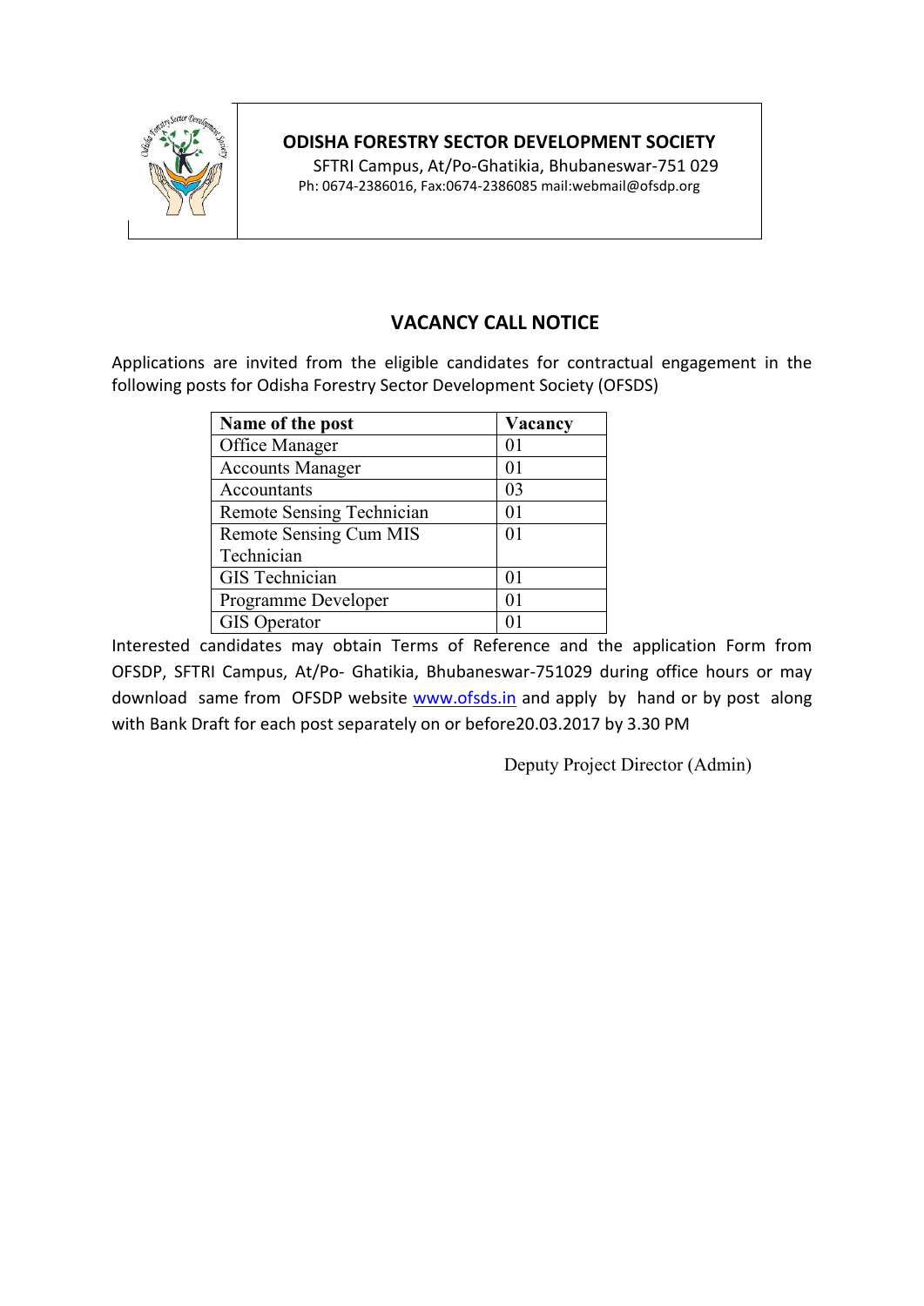**ODISHA FORESTRY SECTOR DEVELOPMENT SOCIETY**

SFTRI Campus, At/Po-Ghatikia, Bhubaneswar-751 029

Ph: 0674-2386016, Fax:0674-2386085 mail:webmail@ofsdp.org

## VACANCY CALL NOTICE

Applications are invited from the eligible candidates for contractual engagement in the following posts for Odisha Forestry Sector Development Society (OFSDS)

| Name of the post | Vacancy |
|---|---|
| Office Manager | 01 |
| Accounts Manager | 01 |
| Accountants | 03 |
| Remote Sensing Technician | 01 |
| Remote Sensing Cum MIS Technician | 01 |
| GIS Technician | 01 |
| Programme Developer | 01 |
| GIS Operator | 01 |

Interested candidates may obtain Terms of Reference and the application Form from OFSDP, SFTRI Campus, At/Po- Ghatikia, Bhubaneswar-751029 during office hours or may download same from OFSDP website www.ofsds.in and apply by hand or by post along with Bank Draft for each post separately on or before20.03.2017 by 3.30 PM

Deputy Project Director (Admin)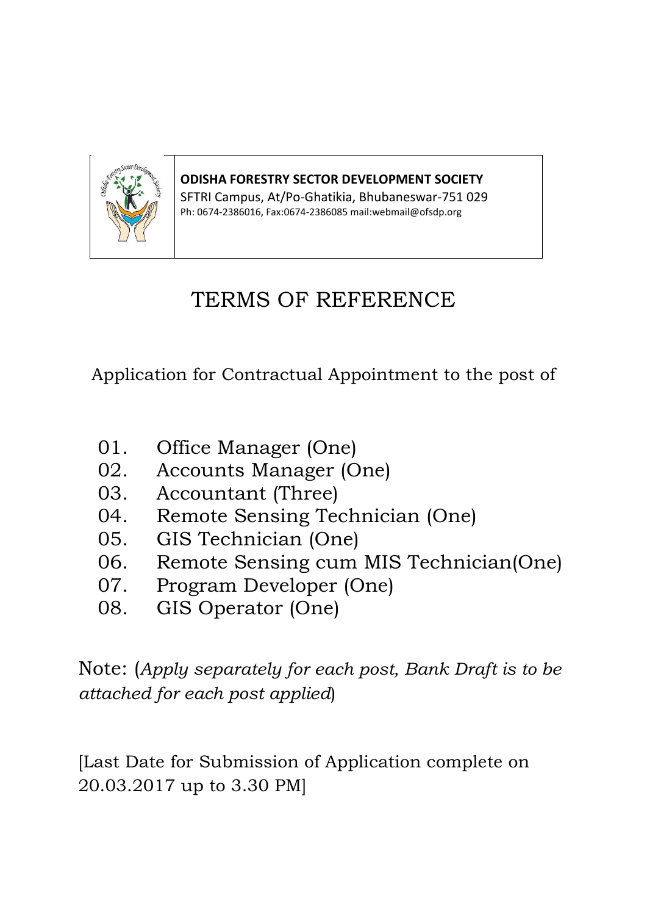**ODISHA FORESTRY SECTOR DEVELOPMENT SOCIETY**
SFTRI Campus, At/Po-Ghatikia, Bhubaneswar-751 029
Ph: 0674-2386016, Fax:0674-2386085 mail:webmail@ofsdp.org

# TERMS OF REFERENCE

Application for Contractual Appointment to the post of

01. Office Manager (One)
02. Accounts Manager (One)
03. Accountant (Three)
04. Remote Sensing Technician (One)
05. GIS Technician (One)
06. Remote Sensing cum MIS Technician(One)
07. Program Developer (One)
08. GIS Operator (One)

Note: (*Apply separately for each post, Bank Draft is to be attached for each post applied*)

[Last Date for Submission of Application complete on 20.03.2017 up to 3.30 PM]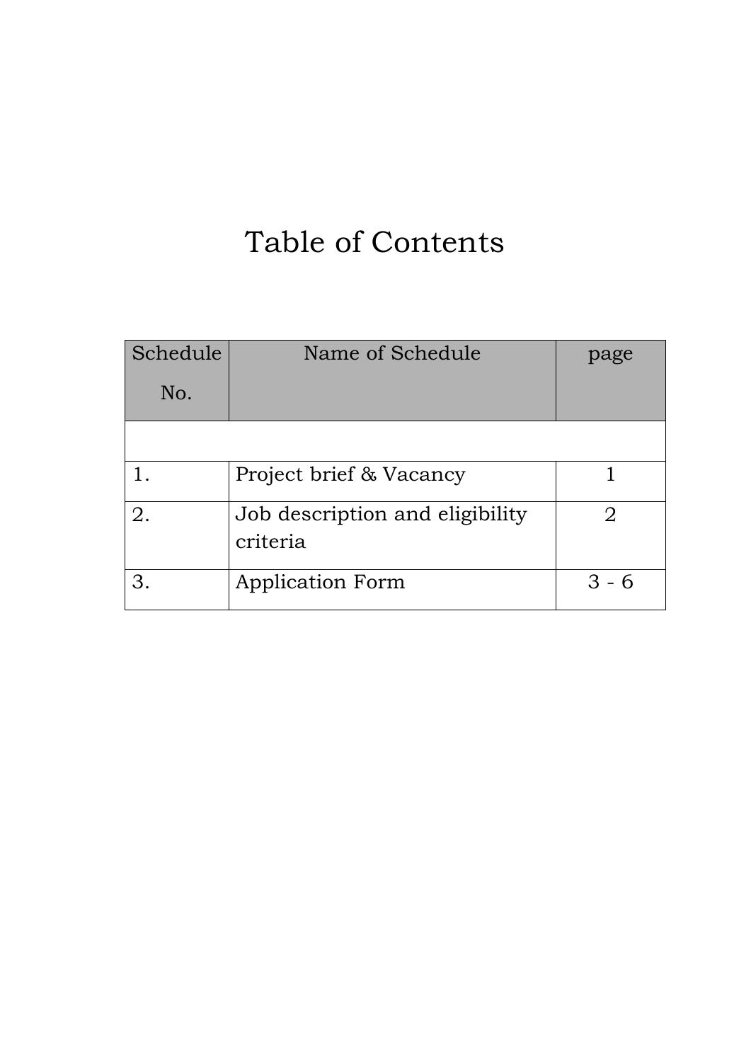# Table of Contents

| Schedule No. | Name of Schedule | page |
|---|---|---|
| | | |
| 1. | Project brief & Vacancy | 1 |
| 2. | Job description and eligibility criteria | 2 |
| 3. | Application Form | 3 - 6 |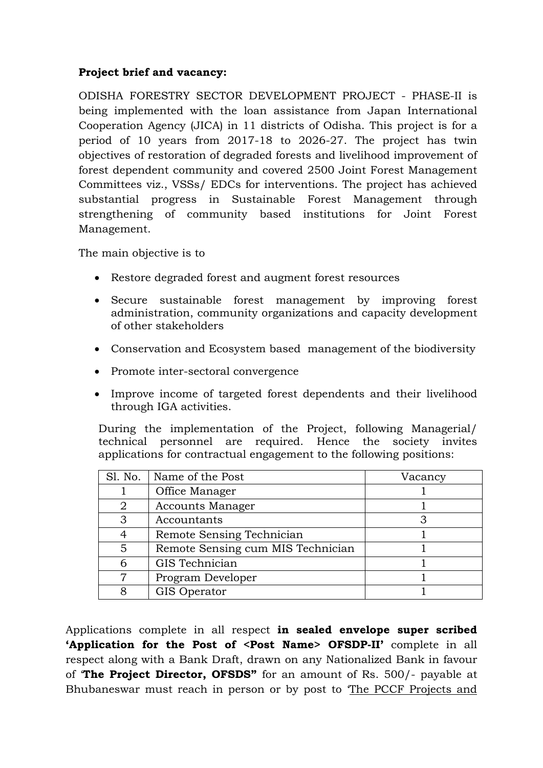**Project brief and vacancy:**

ODISHA FORESTRY SECTOR DEVELOPMENT PROJECT - PHASE-II is being implemented with the loan assistance from Japan International Cooperation Agency (JICA) in 11 districts of Odisha. This project is for a period of 10 years from 2017-18 to 2026-27. The project has twin objectives of restoration of degraded forests and livelihood improvement of forest dependent community and covered 2500 Joint Forest Management Committees viz., VSSs/ EDCs for interventions. The project has achieved substantial progress in Sustainable Forest Management through strengthening of community based institutions for Joint Forest Management.

The main objective is to

- Restore degraded forest and augment forest resources
- Secure sustainable forest management by improving forest administration, community organizations and capacity development of other stakeholders
- Conservation and Ecosystem based management of the biodiversity
- Promote inter-sectoral convergence
- Improve income of targeted forest dependents and their livelihood through IGA activities.

During the implementation of the Project, following Managerial/ technical personnel are required. Hence the society invites applications for contractual engagement to the following positions:

| Sl. No. | Name of the Post | Vacancy |
|---|---|---|
| 1 | Office Manager | 1 |
| 2 | Accounts Manager | 1 |
| 3 | Accountants | 3 |
| 4 | Remote Sensing Technician | 1 |
| 5 | Remote Sensing cum MIS Technician | 1 |
| 6 | GIS Technician | 1 |
| 7 | Program Developer | 1 |
| 8 | GIS Operator | 1 |

Applications complete in all respect **in sealed envelope super scribed 'Application for the Post of <Post Name> OFSDP-II'** complete in all respect along with a Bank Draft, drawn on any Nationalized Bank in favour of '**The Project Director, OFSDS"** for an amount of Rs. 500/- payable at Bhubaneswar must reach in person or by post to 'The PCCF Projects and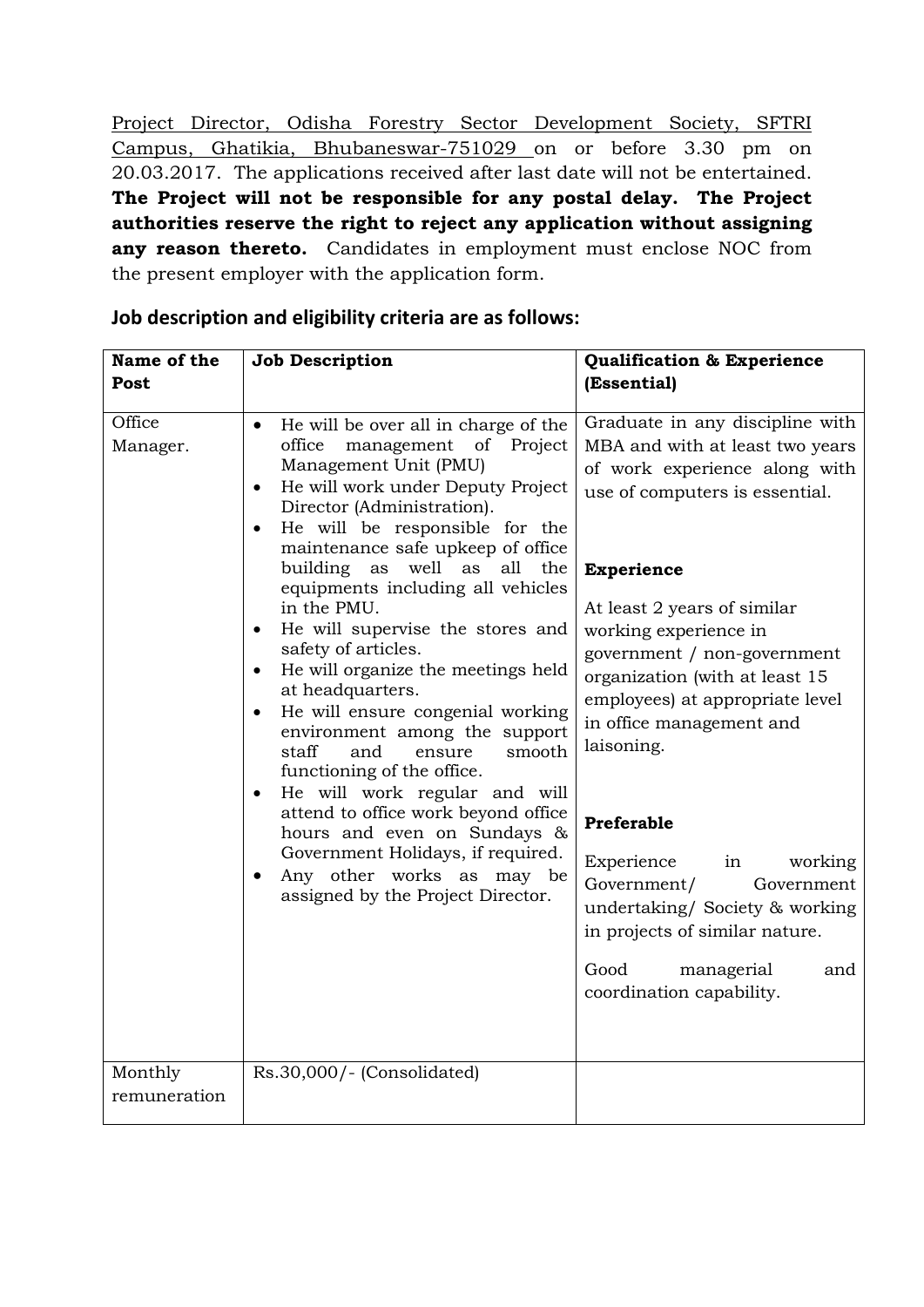Project Director, Odisha Forestry Sector Development Society, SFTRI Campus, Ghatikia, Bhubaneswar-751029 on or before 3.30 pm on 20.03.2017. The applications received after last date will not be entertained. **The Project will not be responsible for any postal delay. The Project authorities reserve the right to reject any application without assigning any reason thereto.** Candidates in employment must enclose NOC from the present employer with the application form.

## Job description and eligibility criteria are as follows:

| **Name of the Post** | **Job Description** | **Qualification & Experience (Essential)** |
|---|---|---|
| Office Manager. | • He will be over all in charge of the office management of Project Management Unit (PMU)<br>• He will work under Deputy Project Director (Administration).<br>• He will be responsible for the maintenance safe upkeep of office building as well as all the equipments including all vehicles in the PMU.<br>• He will supervise the stores and safety of articles.<br>• He will organize the meetings held at headquarters.<br>• He will ensure congenial working environment among the support staff and ensure smooth functioning of the office.<br>• He will work regular and will attend to office work beyond office hours and even on Sundays & Government Holidays, if required.<br>• Any other works as may be assigned by the Project Director. | Graduate in any discipline with MBA and with at least two years of work experience along with use of computers is essential.<br><br>**Experience**<br><br>At least 2 years of similar working experience in government / non-government organization (with at least 15 employees) at appropriate level in office management and laisoning.<br><br>**Preferable**<br><br>Experience in working Government/ Government undertaking/ Society & working in projects of similar nature.<br><br>Good managerial and coordination capability. |
| Monthly remuneration | Rs.30,000/- (Consolidated) | |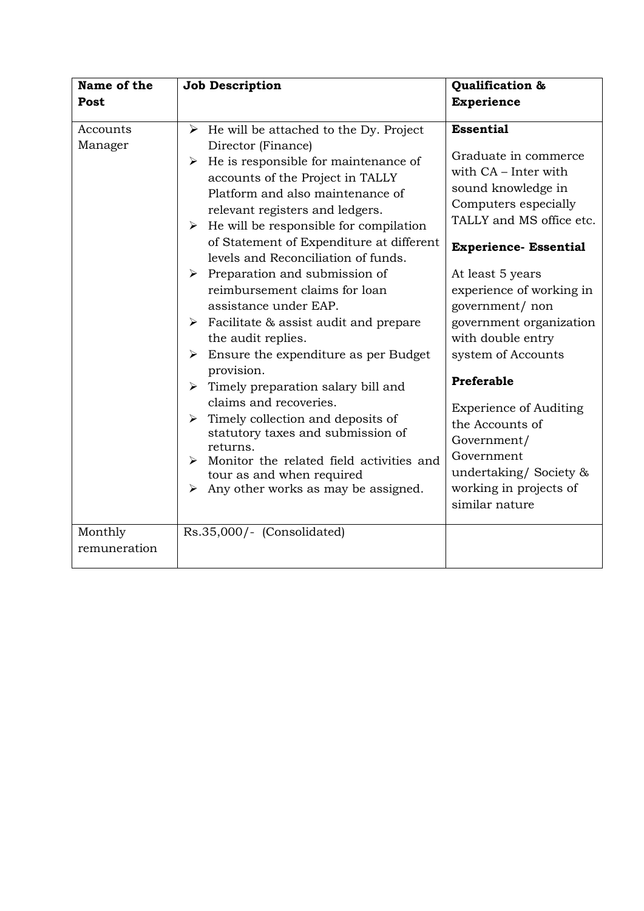| Name of the Post | Job Description | Qualification & Experience |
| --- | --- | --- |
| Accounts Manager | ➢ He will be attached to the Dy. Project Director (Finance)<br>➢ He is responsible for maintenance of accounts of the Project in TALLY Platform and also maintenance of relevant registers and ledgers.<br>➢ He will be responsible for compilation of Statement of Expenditure at different levels and Reconciliation of funds.<br>➢ Preparation and submission of reimbursement claims for loan assistance under EAP.<br>➢ Facilitate & assist audit and prepare the audit replies.<br>➢ Ensure the expenditure as per Budget provision.<br>➢ Timely preparation salary bill and claims and recoveries.<br>➢ Timely collection and deposits of statutory taxes and submission of returns.<br>➢ Monitor the related field activities and tour as and when required<br>➢ Any other works as may be assigned. | **Essential**<br><br>Graduate in commerce with CA – Inter with sound knowledge in Computers especially TALLY and MS office etc.<br><br>**Experience- Essential**<br><br>At least 5 years experience of working in government/ non government organization with double entry system of Accounts<br><br>**Preferable**<br><br>Experience of Auditing the Accounts of Government/ Government undertaking/ Society & working in projects of similar nature |
| Monthly remuneration | Rs.35,000/- (Consolidated) | |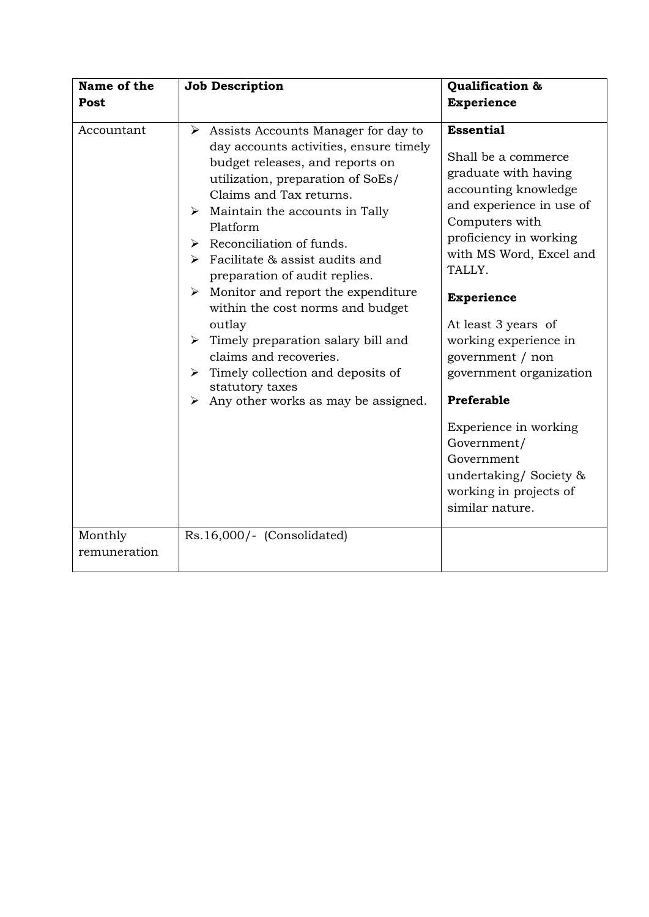| Name of the Post | Job Description | Qualification & Experience |
|---|---|---|
| Accountant | ➢ Assists Accounts Manager for day to day accounts activities, ensure timely budget releases, and reports on utilization, preparation of SoEs/ Claims and Tax returns.<br>➢ Maintain the accounts in Tally Platform<br>➢ Reconciliation of funds.<br>➢ Facilitate & assist audits and preparation of audit replies.<br>➢ Monitor and report the expenditure within the cost norms and budget outlay<br>➢ Timely preparation salary bill and claims and recoveries.<br>➢ Timely collection and deposits of statutory taxes<br>➢ Any other works as may be assigned. | **Essential**<br><br>Shall be a commerce graduate with having accounting knowledge and experience in use of Computers with proficiency in working with MS Word, Excel and TALLY.<br><br>**Experience**<br><br>At least 3 years of working experience in government / non government organization<br><br>**Preferable**<br><br>Experience in working Government/ Government undertaking/ Society & working in projects of similar nature. |
| Monthly remuneration | Rs.16,000/- (Consolidated) | |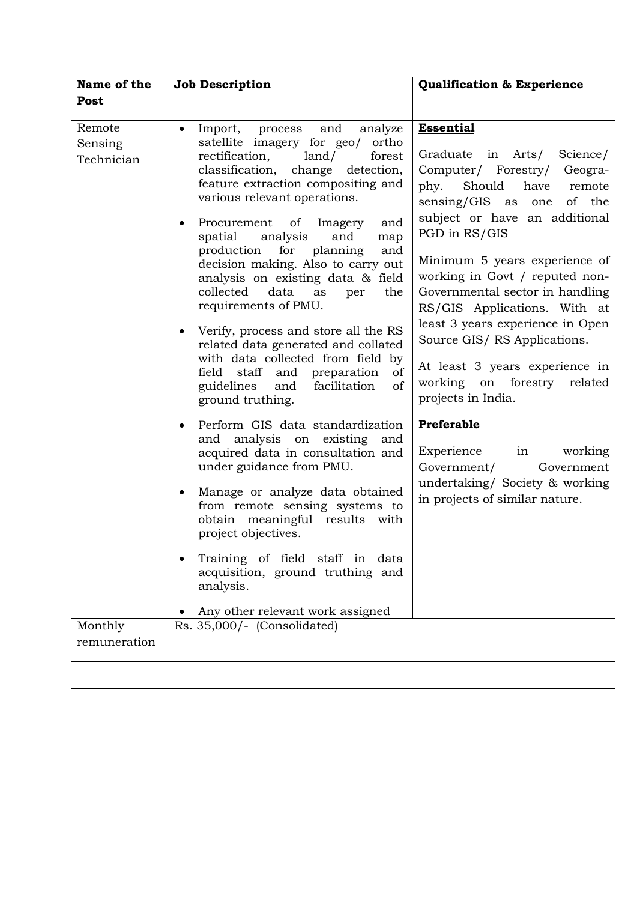| Name of the Post | Job Description | Qualification & Experience |
|---|---|---|
| Remote Sensing Technician | • Import, process and analyze satellite imagery for geo/ ortho rectification, land/ forest classification, change detection, feature extraction compositing and various relevant operations.<br><br>• Procurement of Imagery and spatial analysis and map production for planning and decision making. Also to carry out analysis on existing data & field collected data as per the requirements of PMU.<br><br>• Verify, process and store all the RS related data generated and collated with data collected from field by field staff and preparation of guidelines and facilitation of ground truthing.<br><br>• Perform GIS data standardization and analysis on existing and acquired data in consultation and under guidance from PMU.<br><br>• Manage or analyze data obtained from remote sensing systems to obtain meaningful results with project objectives.<br><br>• Training of field staff in data acquisition, ground truthing and analysis.<br><br>• Any other relevant work assigned | **Essential**<br><br>Graduate in Arts/ Science/ Computer/ Forestry/ Geography. Should have remote sensing/GIS as one of the subject or have an additional PGD in RS/GIS<br><br>Minimum 5 years experience of working in Govt / reputed non-Governmental sector in handling RS/GIS Applications. With at least 3 years experience in Open Source GIS/ RS Applications.<br><br>At least 3 years experience in working on forestry related projects in India.<br><br>**Preferable**<br><br>Experience in working Government/ Government undertaking/ Society & working in projects of similar nature. |
| Monthly remuneration | Rs. 35,000/- (Consolidated) | |
| | | |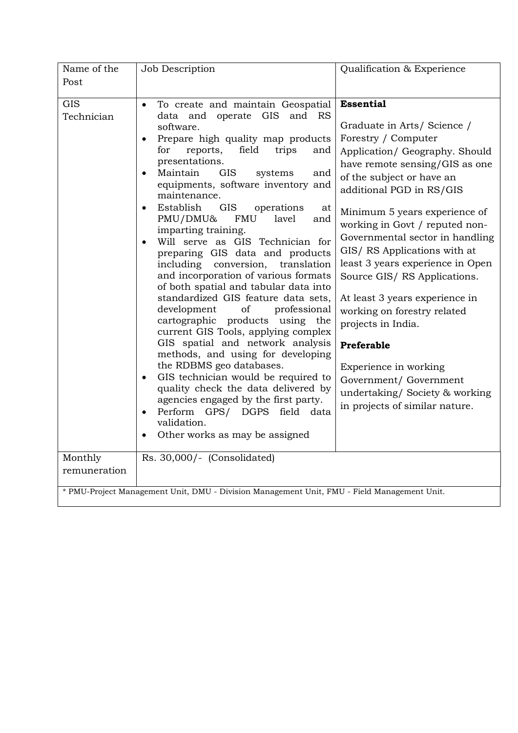| Name of the Post | Job Description | Qualification & Experience |
|---|---|---|
| GIS Technician | • To create and maintain Geospatial data and operate GIS and RS software.<br>• Prepare high quality map products for reports, field trips and presentations.<br>• Maintain GIS systems and equipments, software inventory and maintenance.<br>• Establish GIS operations at PMU/DMU& FMU lavel and imparting training.<br>• Will serve as GIS Technician for preparing GIS data and products including conversion, translation and incorporation of various formats of both spatial and tabular data into standardized GIS feature data sets, development of professional cartographic products using the current GIS Tools, applying complex GIS spatial and network analysis methods, and using for developing the RDBMS geo databases.<br>• GIS technician would be required to quality check the data delivered by agencies engaged by the first party.<br>• Perform GPS/ DGPS field data validation.<br>• Other works as may be assigned | **Essential**<br><br>Graduate in Arts/ Science / Forestry / Computer Application/ Geography. Should have remote sensing/GIS as one of the subject or have an additional PGD in RS/GIS<br><br>Minimum 5 years experience of working in Govt / reputed non-Governmental sector in handling GIS/ RS Applications with at least 3 years experience in Open Source GIS/ RS Applications.<br><br>At least 3 years experience in working on forestry related projects in India.<br><br>**Preferable**<br><br>Experience in working Government/ Government undertaking/ Society & working in projects of similar nature. |
| Monthly remuneration | Rs. 30,000/- (Consolidated) | |

* PMU-Project Management Unit, DMU - Division Management Unit, FMU - Field Management Unit.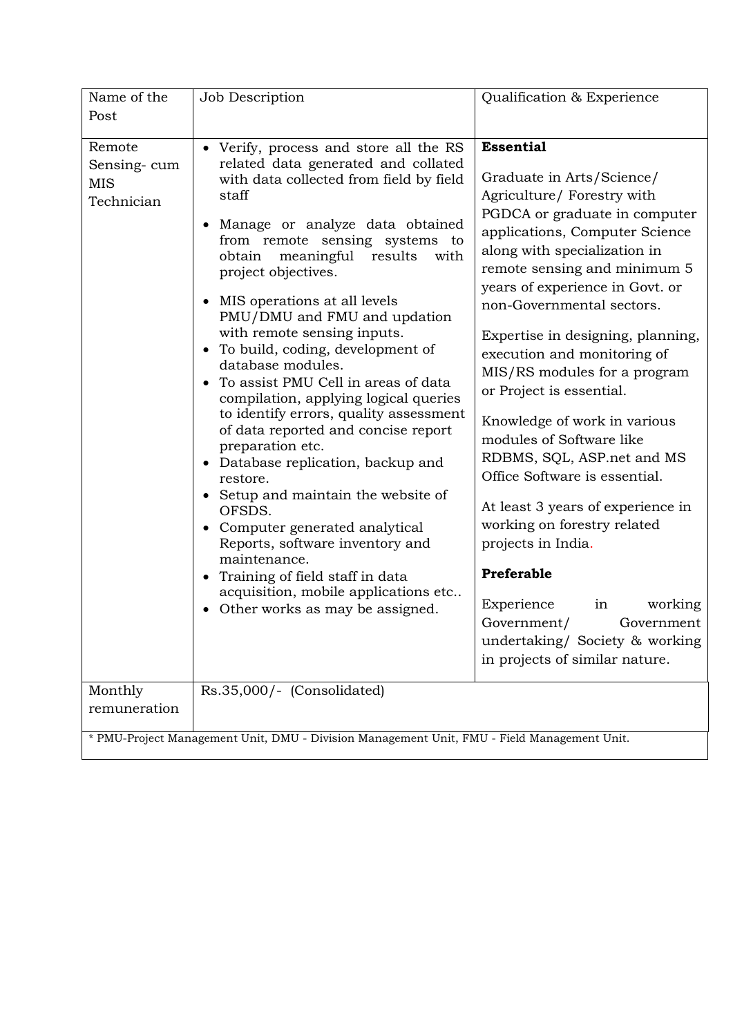| Name of the Post | Job Description | Qualification & Experience |
|---|---|---|
| Remote Sensing- cum MIS Technician | • Verify, process and store all the RS related data generated and collated with data collected from field by field staff<br>• Manage or analyze data obtained from remote sensing systems to obtain meaningful results with project objectives.<br>• MIS operations at all levels PMU/DMU and FMU and updation with remote sensing inputs.<br>• To build, coding, development of database modules.<br>• To assist PMU Cell in areas of data compilation, applying logical queries to identify errors, quality assessment of data reported and concise report preparation etc.<br>• Database replication, backup and restore.<br>• Setup and maintain the website of OFSDS.<br>• Computer generated analytical Reports, software inventory and maintenance.<br>• Training of field staff in data acquisition, mobile applications etc..<br>• Other works as may be assigned. | **Essential**<br>Graduate in Arts/Science/ Agriculture/ Forestry with PGDCA or graduate in computer applications, Computer Science along with specialization in remote sensing and minimum 5 years of experience in Govt. or non-Governmental sectors.<br>Expertise in designing, planning, execution and monitoring of MIS/RS modules for a program or Project is essential.<br>Knowledge of work in various modules of Software like RDBMS, SQL, ASP.net and MS Office Software is essential.<br>At least 3 years of experience in working on forestry related projects in India.<br>**Preferable**<br>Experience in working Government/ Government undertaking/ Society & working in projects of similar nature. |
| Monthly remuneration | Rs.35,000/- (Consolidated) | |

* PMU-Project Management Unit, DMU - Division Management Unit, FMU - Field Management Unit.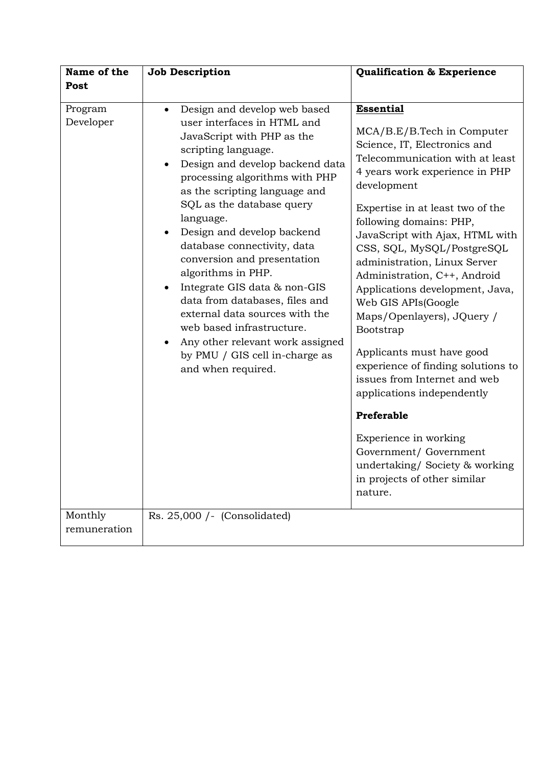| Name of the Post | Job Description | Qualification & Experience |
|---|---|---|
| Program Developer | • Design and develop web based user interfaces in HTML and JavaScript with PHP as the scripting language.<br>• Design and develop backend data processing algorithms with PHP as the scripting language and SQL as the database query language.<br>• Design and develop backend database connectivity, data conversion and presentation algorithms in PHP.<br>• Integrate GIS data & non-GIS data from databases, files and external data sources with the web based infrastructure.<br>• Any other relevant work assigned by PMU / GIS cell in-charge as and when required. | **<u>Essential</u>**<br><br>MCA/B.E/B.Tech in Computer Science, IT, Electronics and Telecommunication with at least 4 years work experience in PHP development<br><br>Expertise in at least two of the following domains: PHP, JavaScript with Ajax, HTML with CSS, SQL, MySQL/PostgreSQL administration, Linux Server Administration, C++, Android Applications development, Java, Web GIS APIs(Google Maps/Openlayers), JQuery / Bootstrap<br><br>Applicants must have good experience of finding solutions to issues from Internet and web applications independently<br><br>**Preferable**<br><br>Experience in working Government/ Government undertaking/ Society & working in projects of other similar nature. |
| Monthly remuneration | Rs. 25,000 /- (Consolidated) | |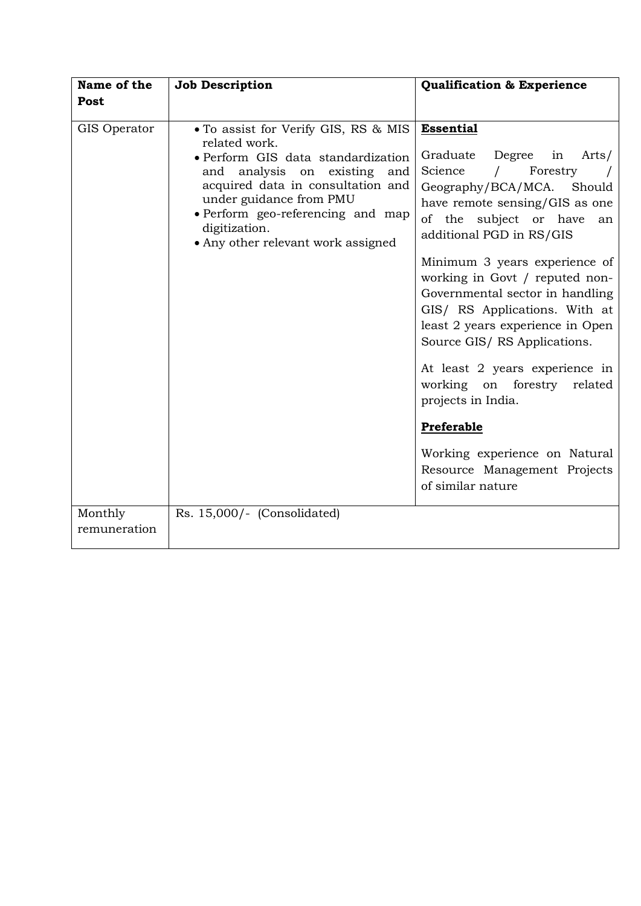| Name of the Post | Job Description | Qualification & Experience |
|---|---|---|
| GIS Operator | • To assist for Verify GIS, RS & MIS related work.<br>• Perform GIS data standardization and analysis on existing and acquired data in consultation and under guidance from PMU<br>• Perform geo-referencing and map digitization.<br>• Any other relevant work assigned | **<u>Essential</u>**<br><br>Graduate Degree in Arts/ Science / Forestry / Geography/BCA/MCA. Should have remote sensing/GIS as one of the subject or have an additional PGD in RS/GIS<br><br>Minimum 3 years experience of working in Govt / reputed non-Governmental sector in handling GIS/ RS Applications. With at least 2 years experience in Open Source GIS/ RS Applications.<br><br>At least 2 years experience in working on forestry related projects in India.<br><br>**<u>Preferable</u>**<br><br>Working experience on Natural Resource Management Projects of similar nature |
| Monthly remuneration | Rs. 15,000/- (Consolidated) | |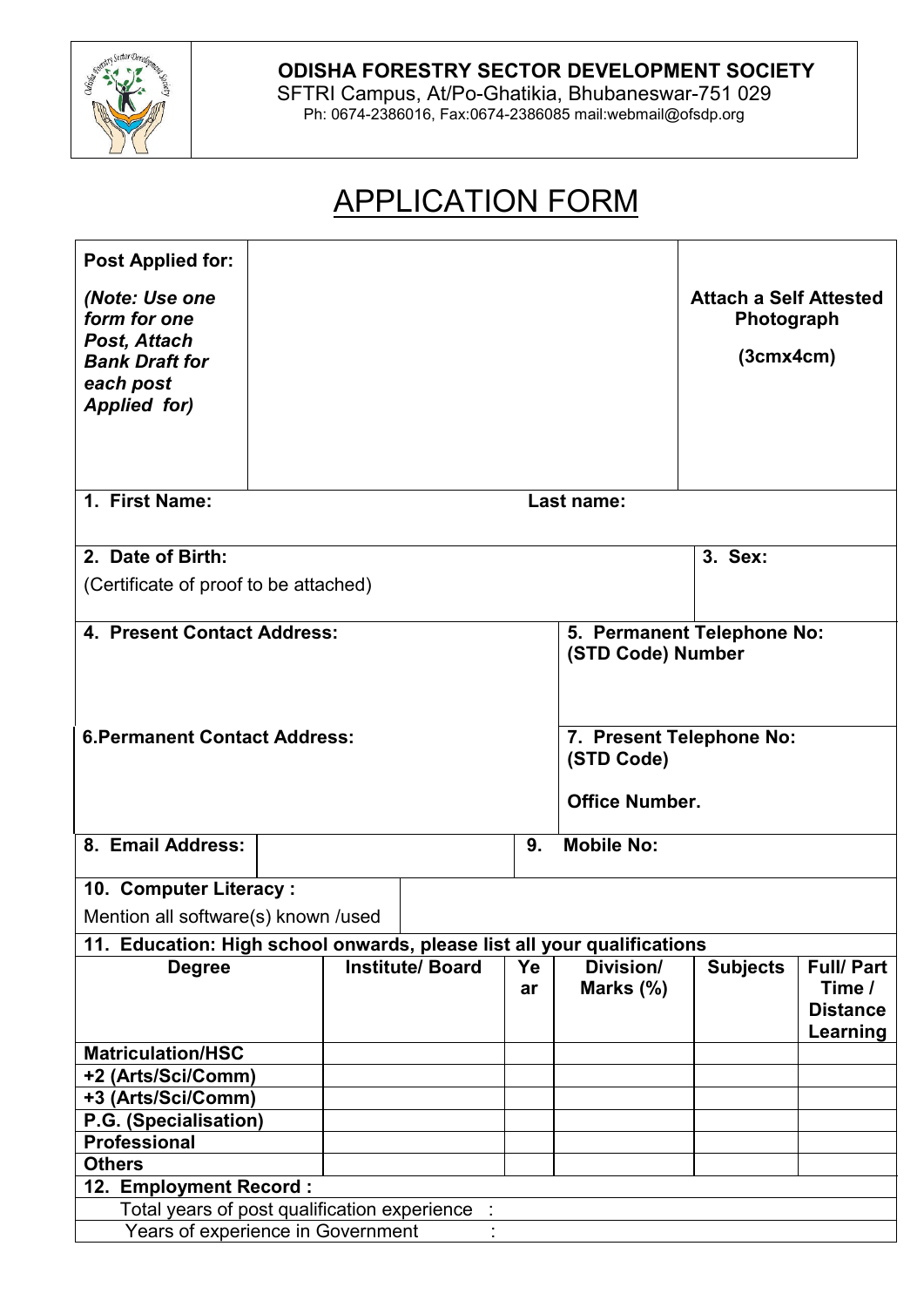**ODISHA FORESTRY SECTOR DEVELOPMENT SOCIETY**
SFTRI Campus, At/Po-Ghatikia, Bhubaneswar-751 029
Ph: 0674-2386016, Fax:0674-2386085 mail:webmail@ofsdp.org

# APPLICATION FORM

| **Post Applied for:** *(Note: Use one form for one Post, Attach Bank Draft for each post Applied for)* | | **Attach a Self Attested Photograph (3cmx4cm)** |
|---|---|---|

| **1. First Name:** | **Last name:** |
|---|---|
| **2. Date of Birth:** (Certificate of proof to be attached) | **3. Sex:** |
| **4. Present Contact Address:** | **5. Permanent Telephone No: (STD Code) Number** |
| **6.Permanent Contact Address:** | **7. Present Telephone No: (STD Code)** **Office Number.** |

| **8. Email Address:** | | **9. Mobile No:** |
|---|---|---|

| **10. Computer Literacy :** Mention all software(s) known /used | |
|---|---|

**11. Education: High school onwards, please list all your qualifications**

| Degree | Institute/ Board | Year | Division/ Marks (%) | Subjects | Full/ Part Time / Distance Learning |
|---|---|---|---|---|---|
| **Matriculation/HSC** | | | | | |
| **+2 (Arts/Sci/Comm)** | | | | | |
| **+3 (Arts/Sci/Comm)** | | | | | |
| **P.G. (Specialisation)** | | | | | |
| **Professional** | | | | | |
| **Others** | | | | | |

**12. Employment Record :**

Total years of post qualification experience :

Years of experience in Government :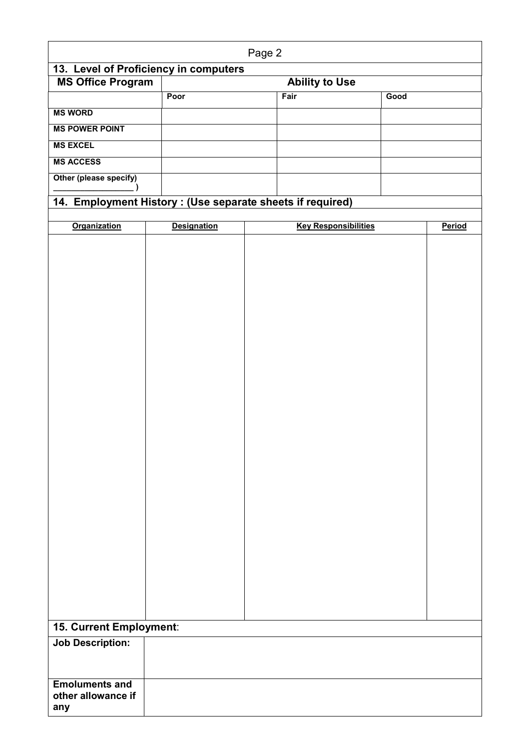## 13. Level of Proficiency in computers

| MS Office Program | Ability to Use | | |
|---|---|---|---|
| | **Poor** | **Fair** | **Good** |
| **MS WORD** | | | |
| **MS POWER POINT** | | | |
| **MS EXCEL** | | | |
| **MS ACCESS** | | | |
| **Other (please specify) __________________ )** | | | |

## 14. Employment History : (Use separate sheets if required)

| Organization | Designation | Key Responsibilities | Period |
|---|---|---|---|
| | | | |

## 15. Current Employment:

| | |
|---|---|
| **Job Description:** | |
| **Emoluments and other allowance if any** | |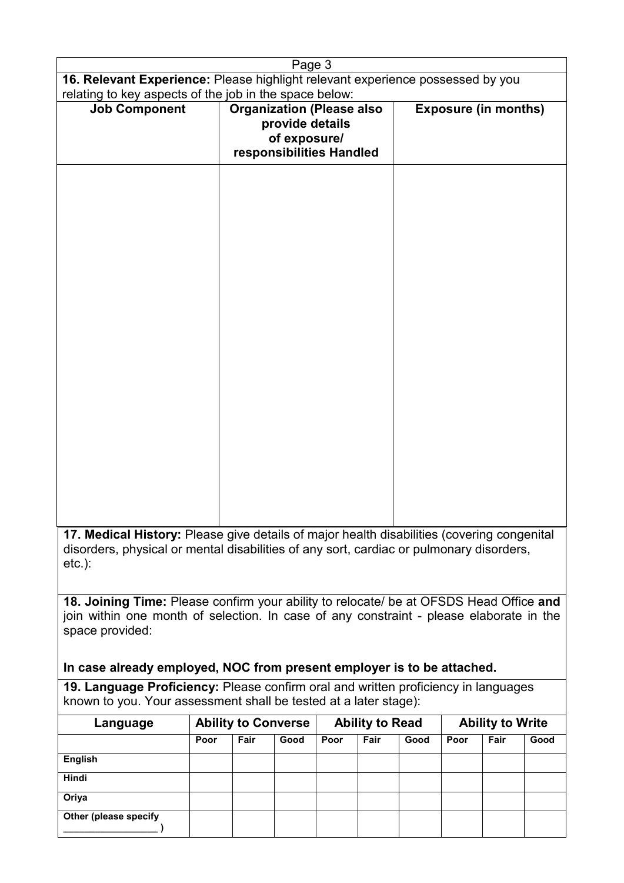**16. Relevant Experience:** Please highlight relevant experience possessed by you relating to key aspects of the job in the space below:

| Job Component | Organization (Please also provide details of exposure/ responsibilities Handled | Exposure (in months) |
|---|---|---|
| | | |

**17. Medical History:** Please give details of major health disabilities (covering congenital disorders, physical or mental disabilities of any sort, cardiac or pulmonary disorders, etc.):

**18. Joining Time:** Please confirm your ability to relocate/ be at OFSDS Head Office **and** join within one month of selection. In case of any constraint - please elaborate in the space provided:

**In case already employed, NOC from present employer is to be attached.**

**19. Language Proficiency:** Please confirm oral and written proficiency in languages known to you. Your assessment shall be tested at a later stage):

| Language | Ability to Converse | | | Ability to Read | | | Ability to Write | | |
|---|---|---|---|---|---|---|---|---|---|
| | Poor | Fair | Good | Poor | Fair | Good | Poor | Fair | Good |
| **English** | | | | | | | | | |
| **Hindi** | | | | | | | | | |
| **Oriya** | | | | | | | | | |
| **Other (please specify ________________ )** | | | | | | | | | |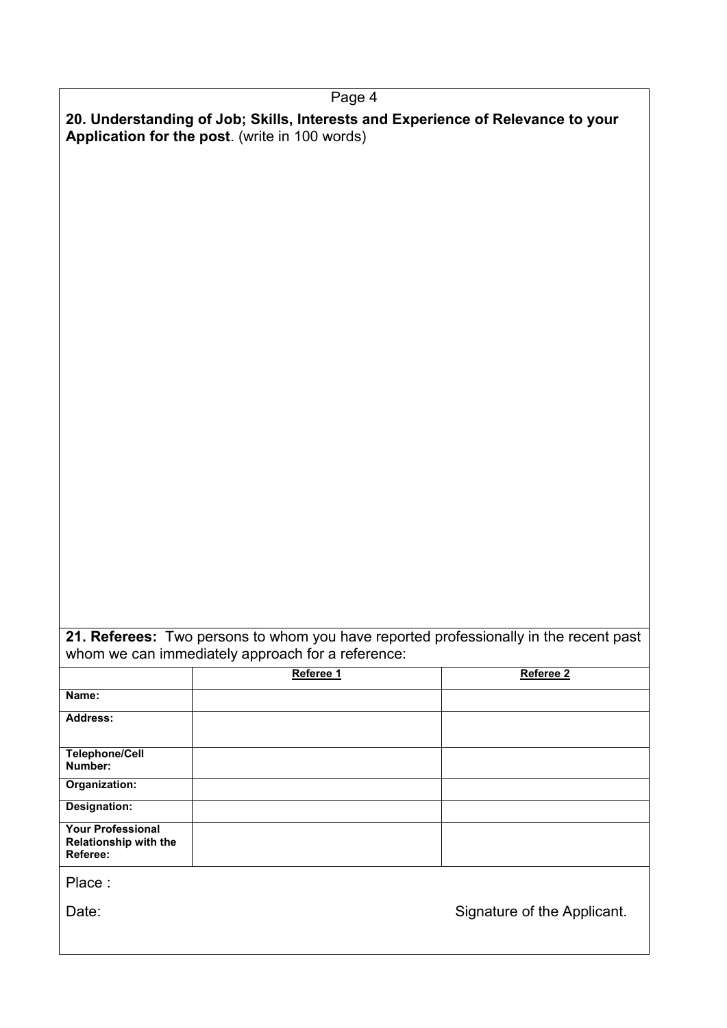**20. Understanding of Job; Skills, Interests and Experience of Relevance to your Application for the post**. (write in 100 words)

**21. Referees:** Two persons to whom you have reported professionally in the recent past whom we can immediately approach for a reference:

| | **Referee 1** | **Referee 2** |
|---|---|---|
| **Name:** | | |
| **Address:** | | |
| **Telephone/Cell Number:** | | |
| **Organization:** | | |
| **Designation:** | | |
| **Your Professional Relationship with the Referee:** | | |

Place :

Date: Signature of the Applicant.